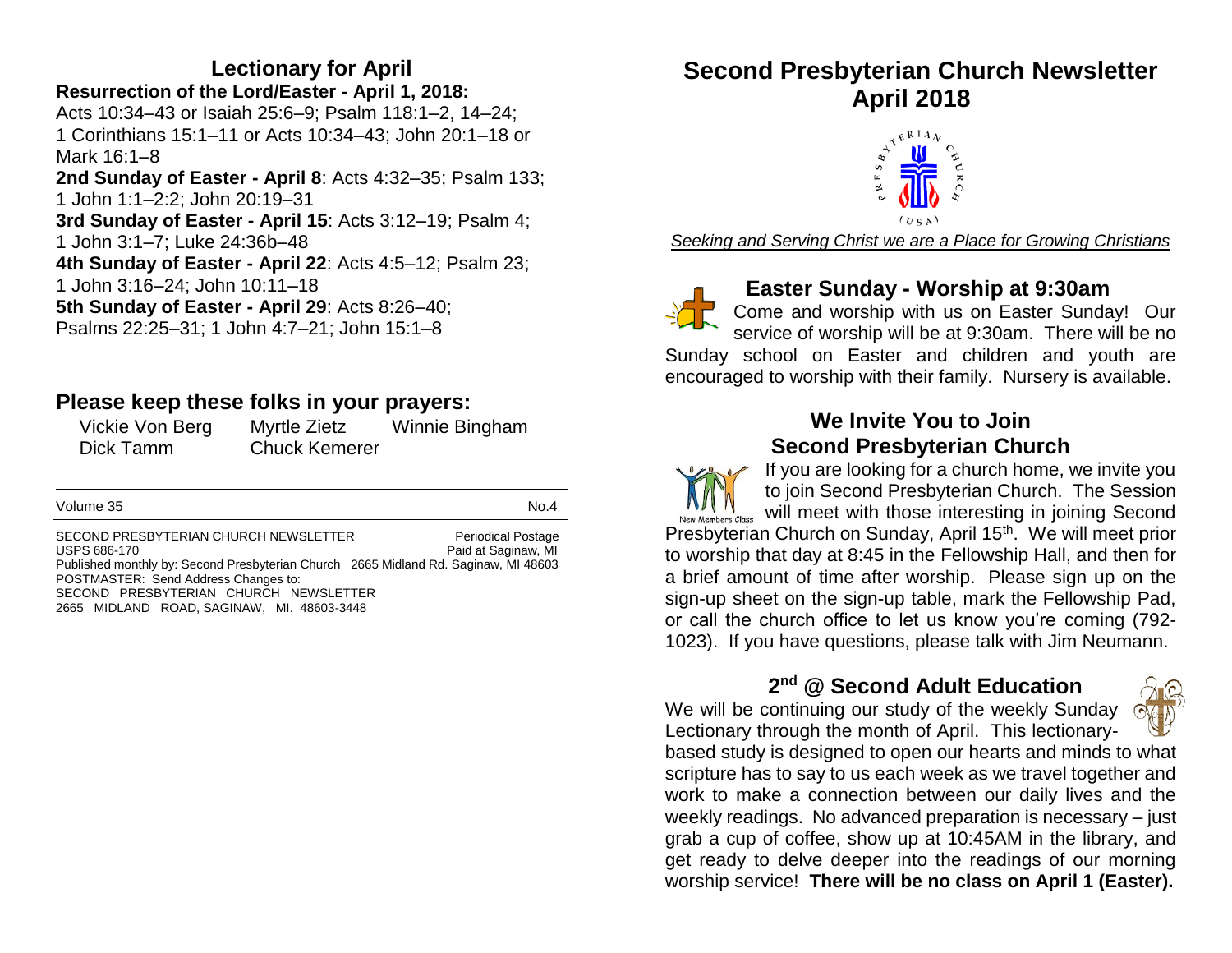## Lectionary for April

**Resurrection of the Lord/Easter - April 1, 2018:**
Acts 10:34–43 or Isaiah 25:6–9; Psalm 118:1–2, 14–24; 1 Corinthians 15:1–11 or Acts 10:34–43; John 20:1–18 or Mark 16:1–8

**2nd Sunday of Easter - April 8**: Acts 4:32–35; Psalm 133; 1 John 1:1–2:2; John 20:19–31

**3rd Sunday of Easter - April 15**: Acts 3:12–19; Psalm 4; 1 John 3:1–7; Luke 24:36b–48

**4th Sunday of Easter - April 22**: Acts 4:5–12; Psalm 23; 1 John 3:16–24; John 10:11–18

**5th Sunday of Easter - April 29**: Acts 8:26–40; Psalms 22:25–31; 1 John 4:7–21; John 15:1–8

## Please keep these folks in your prayers:

Vickie Von Berg, Myrtle Zietz, Winnie Bingham, Dick Tamm, Chuck Kemerer

Volume 35 No.4

SECOND PRESBYTERIAN CHURCH NEWSLETTER Periodical Postage
USPS 686-170 Paid at Saginaw, MI
Published monthly by: Second Presbyterian Church 2665 Midland Rd. Saginaw, MI 48603
POSTMASTER: Send Address Changes to:
SECOND PRESBYTERIAN CHURCH NEWSLETTER
2665 MIDLAND ROAD, SAGINAW, MI. 48603-3448

# Second Presbyterian Church Newsletter April 2018

PRESBYTERIAN CHURCH (USA)

*Seeking and Serving Christ we are a Place for Growing Christians*

## Easter Sunday - Worship at 9:30am

Come and worship with us on Easter Sunday! Our service of worship will be at 9:30am. There will be no Sunday school on Easter and children and youth are encouraged to worship with their family. Nursery is available.

## We Invite You to Join Second Presbyterian Church

New Members Class

If you are looking for a church home, we invite you to join Second Presbyterian Church. The Session will meet with those interesting in joining Second Presbyterian Church on Sunday, April 15th. We will meet prior to worship that day at 8:45 in the Fellowship Hall, and then for a brief amount of time after worship. Please sign up on the sign-up sheet on the sign-up table, mark the Fellowship Pad, or call the church office to let us know you're coming (792-1023). If you have questions, please talk with Jim Neumann.

## 2nd @ Second Adult Education

We will be continuing our study of the weekly Sunday Lectionary through the month of April. This lectionary-based study is designed to open our hearts and minds to what scripture has to say to us each week as we travel together and work to make a connection between our daily lives and the weekly readings. No advanced preparation is necessary – just grab a cup of coffee, show up at 10:45AM in the library, and get ready to delve deeper into the readings of our morning worship service! **There will be no class on April 1 (Easter).**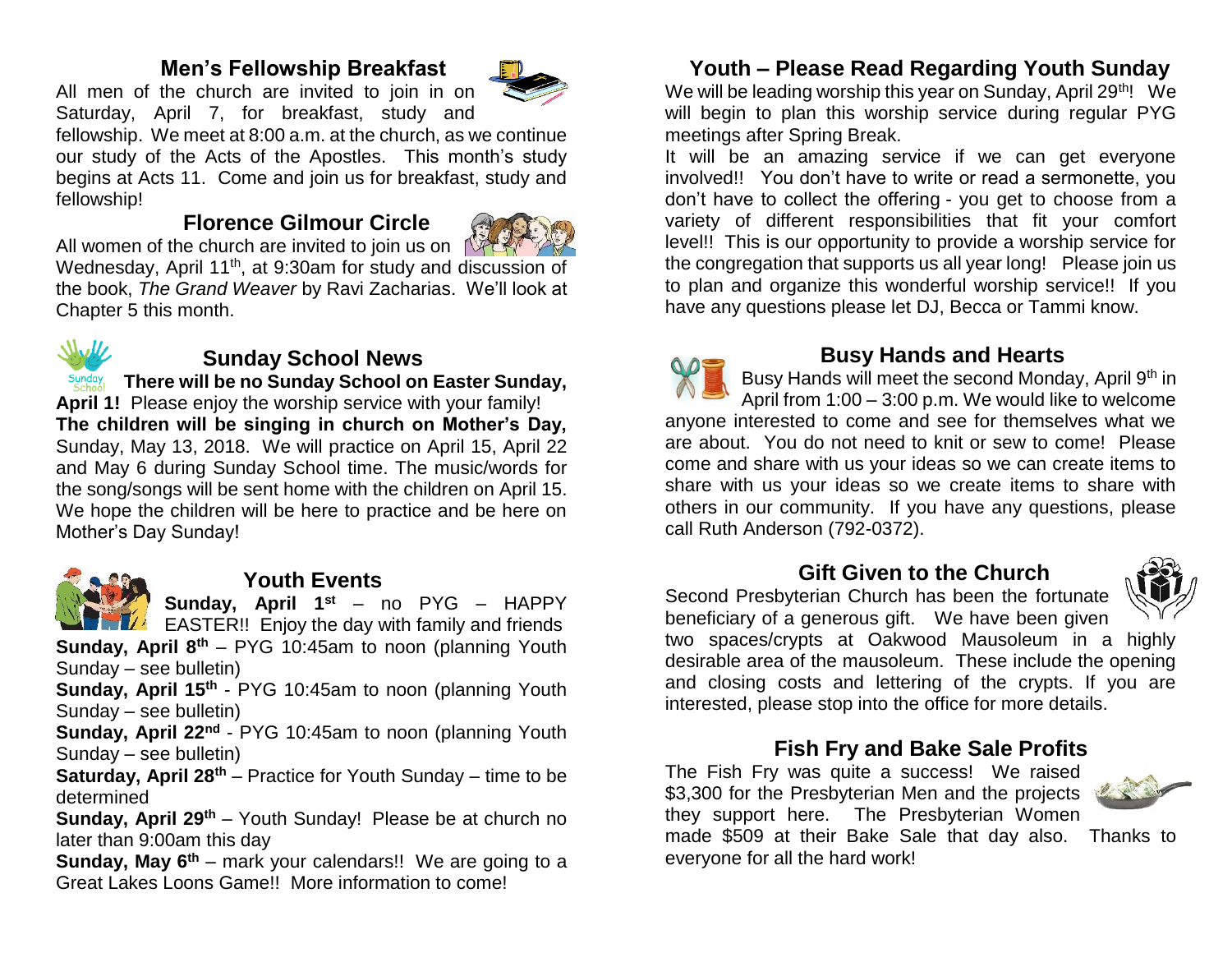## Men's Fellowship Breakfast

All men of the church are invited to join in on Saturday, April 7, for breakfast, study and fellowship. We meet at 8:00 a.m. at the church, as we continue our study of the Acts of the Apostles. This month's study begins at Acts 11. Come and join us for breakfast, study and fellowship!

## Florence Gilmour Circle

All women of the church are invited to join us on Wednesday, April 11th, at 9:30am for study and discussion of the book, *The Grand Weaver* by Ravi Zacharias. We'll look at Chapter 5 this month.

## Sunday School News

**There will be no Sunday School on Easter Sunday, April 1!** Please enjoy the worship service with your family!

**The children will be singing in church on Mother's Day,** Sunday, May 13, 2018. We will practice on April 15, April 22 and May 6 during Sunday School time. The music/words for the song/songs will be sent home with the children on April 15. We hope the children will be here to practice and be here on Mother's Day Sunday!

## Youth Events

**Sunday, April 1st** – no PYG – HAPPY EASTER!! Enjoy the day with family and friends

**Sunday, April 8th** – PYG 10:45am to noon (planning Youth Sunday – see bulletin)

**Sunday, April 15th** - PYG 10:45am to noon (planning Youth Sunday – see bulletin)

**Sunday, April 22nd** - PYG 10:45am to noon (planning Youth Sunday – see bulletin)

**Saturday, April 28th** – Practice for Youth Sunday – time to be determined

**Sunday, April 29th** – Youth Sunday! Please be at church no later than 9:00am this day

**Sunday, May 6th** – mark your calendars!! We are going to a Great Lakes Loons Game!! More information to come!

## Youth – Please Read Regarding Youth Sunday

We will be leading worship this year on Sunday, April 29th! We will begin to plan this worship service during regular PYG meetings after Spring Break.

It will be an amazing service if we can get everyone involved!! You don't have to write or read a sermonette, you don't have to collect the offering - you get to choose from a variety of different responsibilities that fit your comfort level!! This is our opportunity to provide a worship service for the congregation that supports us all year long! Please join us to plan and organize this wonderful worship service!! If you have any questions please let DJ, Becca or Tammi know.

## Busy Hands and Hearts

Busy Hands will meet the second Monday, April 9th in April from 1:00 – 3:00 p.m. We would like to welcome anyone interested to come and see for themselves what we are about. You do not need to knit or sew to come! Please come and share with us your ideas so we can create items to share with us your ideas so we create items to share with others in our community. If you have any questions, please call Ruth Anderson (792-0372).

## Gift Given to the Church

Second Presbyterian Church has been the fortunate beneficiary of a generous gift. We have been given two spaces/crypts at Oakwood Mausoleum in a highly desirable area of the mausoleum. These include the opening and closing costs and lettering of the crypts. If you are interested, please stop into the office for more details.

## Fish Fry and Bake Sale Profits

The Fish Fry was quite a success! We raised $3,300 for the Presbyterian Men and the projects they support here. The Presbyterian Women made $509 at their Bake Sale that day also. Thanks to everyone for all the hard work!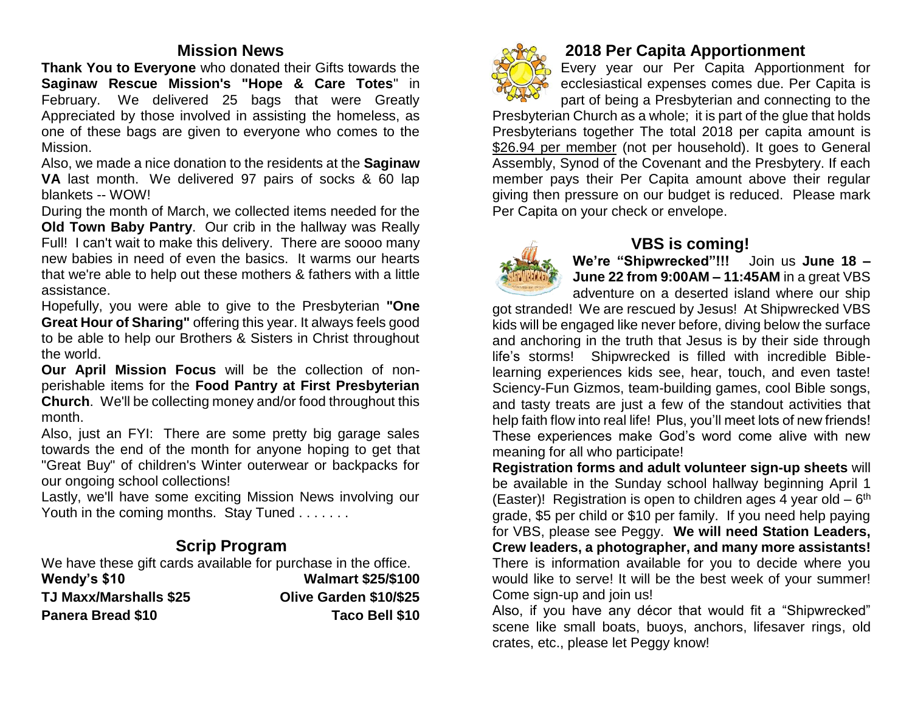## Mission News

**Thank You to Everyone** who donated their Gifts towards the **Saginaw Rescue Mission's "Hope & Care Totes"** in February. We delivered 25 bags that were Greatly Appreciated by those involved in assisting the homeless, as one of these bags are given to everyone who comes to the Mission.

Also, we made a nice donation to the residents at the **Saginaw VA** last month. We delivered 97 pairs of socks & 60 lap blankets -- WOW!

During the month of March, we collected items needed for the **Old Town Baby Pantry**. Our crib in the hallway was Really Full! I can't wait to make this delivery. There are soooo many new babies in need of even the basics. It warms our hearts that we're able to help out these mothers & fathers with a little assistance.

Hopefully, you were able to give to the Presbyterian **"One Great Hour of Sharing"** offering this year. It always feels good to be able to help our Brothers & Sisters in Christ throughout the world.

**Our April Mission Focus** will be the collection of non-perishable items for the **Food Pantry at First Presbyterian Church**. We'll be collecting money and/or food throughout this month.

Also, just an FYI: There are some pretty big garage sales towards the end of the month for anyone hoping to get that "Great Buy" of children's Winter outerwear or backpacks for our ongoing school collections!

Lastly, we'll have some exciting Mission News involving our Youth in the coming months. Stay Tuned . . . . . . .

## Scrip Program

We have these gift cards available for purchase in the office.

| | |
|---|---|
| **Wendy's $10** | **Walmart $25/$100** |
| **TJ Maxx/Marshalls $25** | **Olive Garden $10/$25** |
| **Panera Bread $10** | **Taco Bell $10** |

## 2018 Per Capita Apportionment

Every year our Per Capita Apportionment for ecclesiastical expenses comes due. Per Capita is part of being a Presbyterian and connecting to the Presbyterian Church as a whole; it is part of the glue that holds Presbyterians together The total 2018 per capita amount is $26.94 per member (not per household). It goes to General Assembly, Synod of the Covenant and the Presbytery. If each member pays their Per Capita amount above their regular giving then pressure on our budget is reduced. Please mark Per Capita on your check or envelope.

## VBS is coming!

**We're "Shipwrecked"!!!** Join us **June 18 – June 22 from 9:00AM – 11:45AM** in a great VBS adventure on a deserted island where our ship got stranded! We are rescued by Jesus! At Shipwrecked VBS kids will be engaged like never before, diving below the surface and anchoring in the truth that Jesus is by their side through life's storms! Shipwrecked is filled with incredible Bible-learning experiences kids see, hear, touch, and even taste! Sciency-Fun Gizmos, team-building games, cool Bible songs, and tasty treats are just a few of the standout activities that help faith flow into real life! Plus, you'll meet lots of new friends! These experiences make God's word come alive with new meaning for all who participate!

**Registration forms and adult volunteer sign-up sheets** will be available in the Sunday school hallway beginning April 1 (Easter)! Registration is open to children ages 4 year old – 6th grade, $5 per child or $10 per family. If you need help paying for VBS, please see Peggy. **We will need Station Leaders, Crew leaders, a photographer, and many more assistants!** There is information available for you to decide where you would like to serve! It will be the best week of your summer! Come sign-up and join us!

Also, if you have any décor that would fit a "Shipwrecked" scene like small boats, buoys, anchors, lifesaver rings, old crates, etc., please let Peggy know!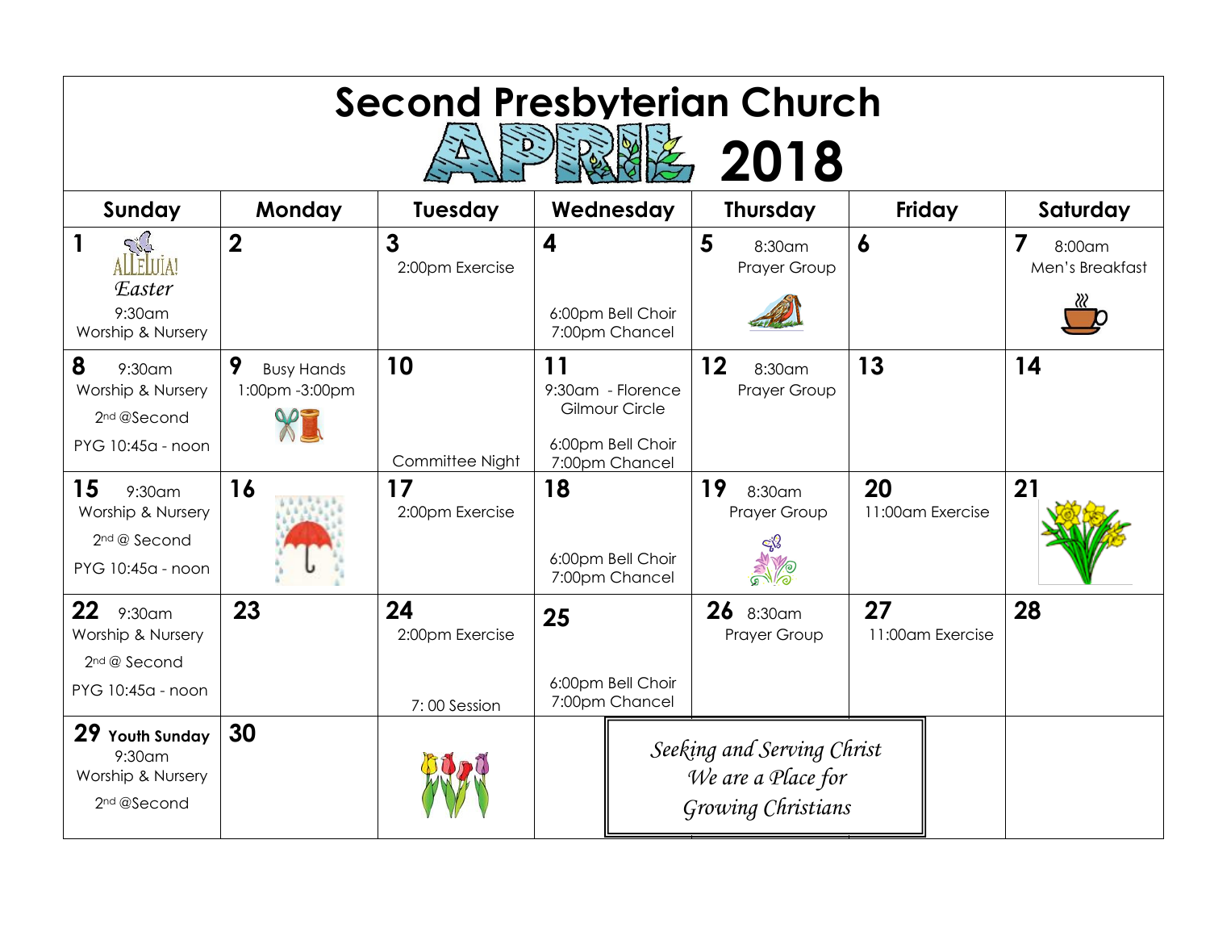# Second Presbyterian Church

## APRIL 2018

| Sunday | Monday | Tuesday | Wednesday | Thursday | Friday | Saturday |
|---|---|---|---|---|---|---|
| **1** ALLELUIA! *Easter* 9:30am Worship & Nursery | **2** | **3** 2:00pm Exercise | **4** 6:00pm Bell Choir 7:00pm Chancel | **5** 8:30am Prayer Group | **6** | **7** 8:00am Men's Breakfast |
| **8** 9:30am Worship & Nursery 2nd @Second PYG 10:45a - noon | **9** Busy Hands 1:00pm -3:00pm | **10** Committee Night | **11** 9:30am - Florence Gilmour Circle 6:00pm Bell Choir 7:00pm Chancel | **12** 8:30am Prayer Group | **13** | **14** |
| **15** 9:30am Worship & Nursery 2nd @ Second PYG 10:45a - noon | **16** | **17** 2:00pm Exercise | **18** 6:00pm Bell Choir 7:00pm Chancel | **19** 8:30am Prayer Group | **20** 11:00am Exercise | **21** |
| **22** 9:30am Worship & Nursery 2nd @ Second PYG 10:45a - noon | **23** | **24** 2:00pm Exercise 7: 00 Session | **25** 6:00pm Bell Choir 7:00pm Chancel | **26** 8:30am Prayer Group | **27** 11:00am Exercise | **28** |
| **29** **Youth Sunday** 9:30am Worship & Nursery 2nd @Second | **30** | | | | | |

*Seeking and Serving Christ*
*We are a Place for*
*Growing Christians*